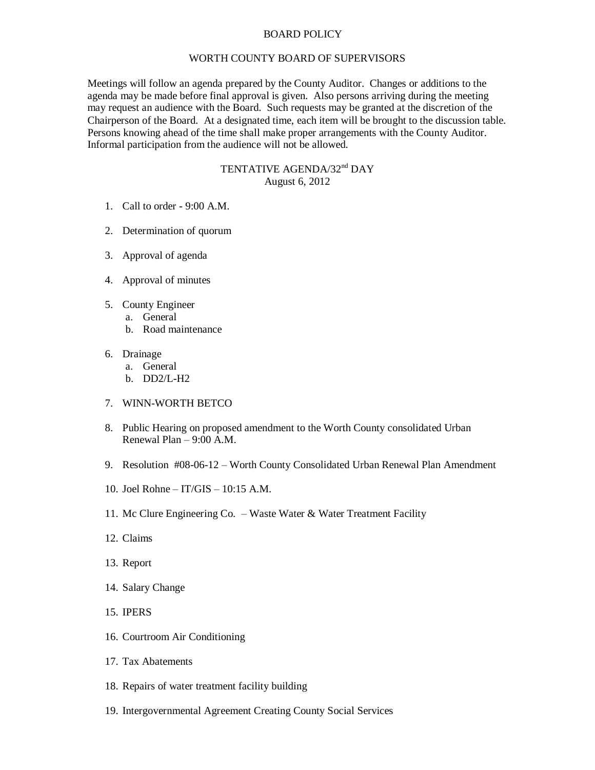# BOARD POLICY

## WORTH COUNTY BOARD OF SUPERVISORS

Meetings will follow an agenda prepared by the County Auditor. Changes or additions to the agenda may be made before final approval is given. Also persons arriving during the meeting may request an audience with the Board. Such requests may be granted at the discretion of the Chairperson of the Board. At a designated time, each item will be brought to the discussion table. Persons knowing ahead of the time shall make proper arrangements with the County Auditor. Informal participation from the audience will not be allowed.

## TENTATIVE AGENDA/32nd DAY
August 6, 2012

1. Call to order - 9:00 A.M.
2. Determination of quorum
3. Approval of agenda
4. Approval of minutes
5. County Engineer
   a. General
   b. Road maintenance
6. Drainage
   a. General
   b. DD2/L-H2
7. WINN-WORTH BETCO
8. Public Hearing on proposed amendment to the Worth County consolidated Urban Renewal Plan – 9:00 A.M.
9. Resolution #08-06-12 – Worth County Consolidated Urban Renewal Plan Amendment
10. Joel Rohne – IT/GIS – 10:15 A.M.
11. Mc Clure Engineering Co. – Waste Water & Water Treatment Facility
12. Claims
13. Report
14. Salary Change
15. IPERS
16. Courtroom Air Conditioning
17. Tax Abatements
18. Repairs of water treatment facility building
19. Intergovernmental Agreement Creating County Social Services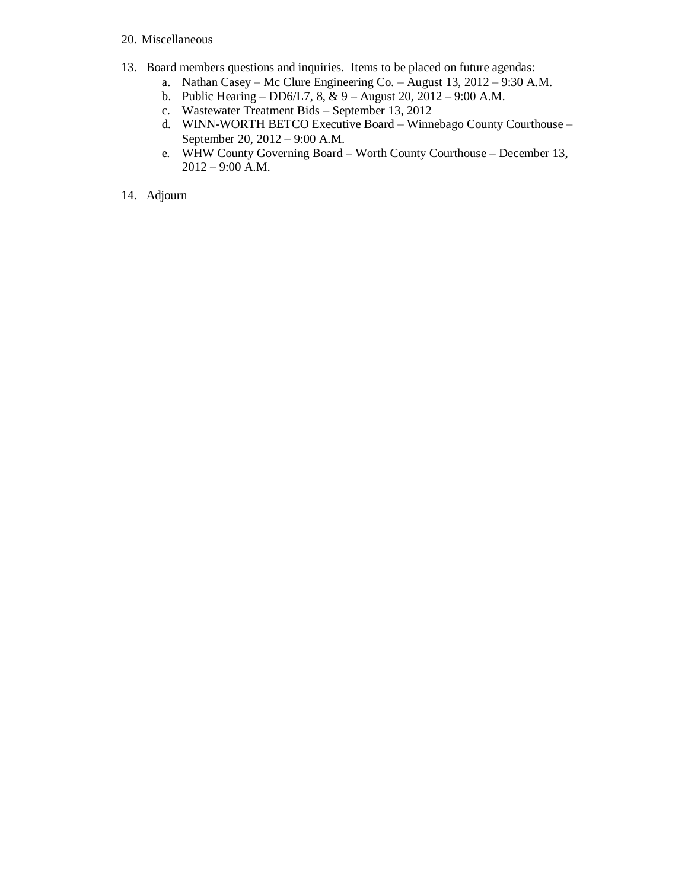20. Miscellaneous

13. Board members questions and inquiries. Items to be placed on future agendas:
    a. Nathan Casey – Mc Clure Engineering Co. – August 13, 2012 – 9:30 A.M.
    b. Public Hearing – DD6/L7, 8, & 9 – August 20, 2012 – 9:00 A.M.
    c. Wastewater Treatment Bids – September 13, 2012
    d. WINN-WORTH BETCO Executive Board – Winnebago County Courthouse – September 20, 2012 – 9:00 A.M.
    e. WHW County Governing Board – Worth County Courthouse – December 13, 2012 – 9:00 A.M.

14. Adjourn